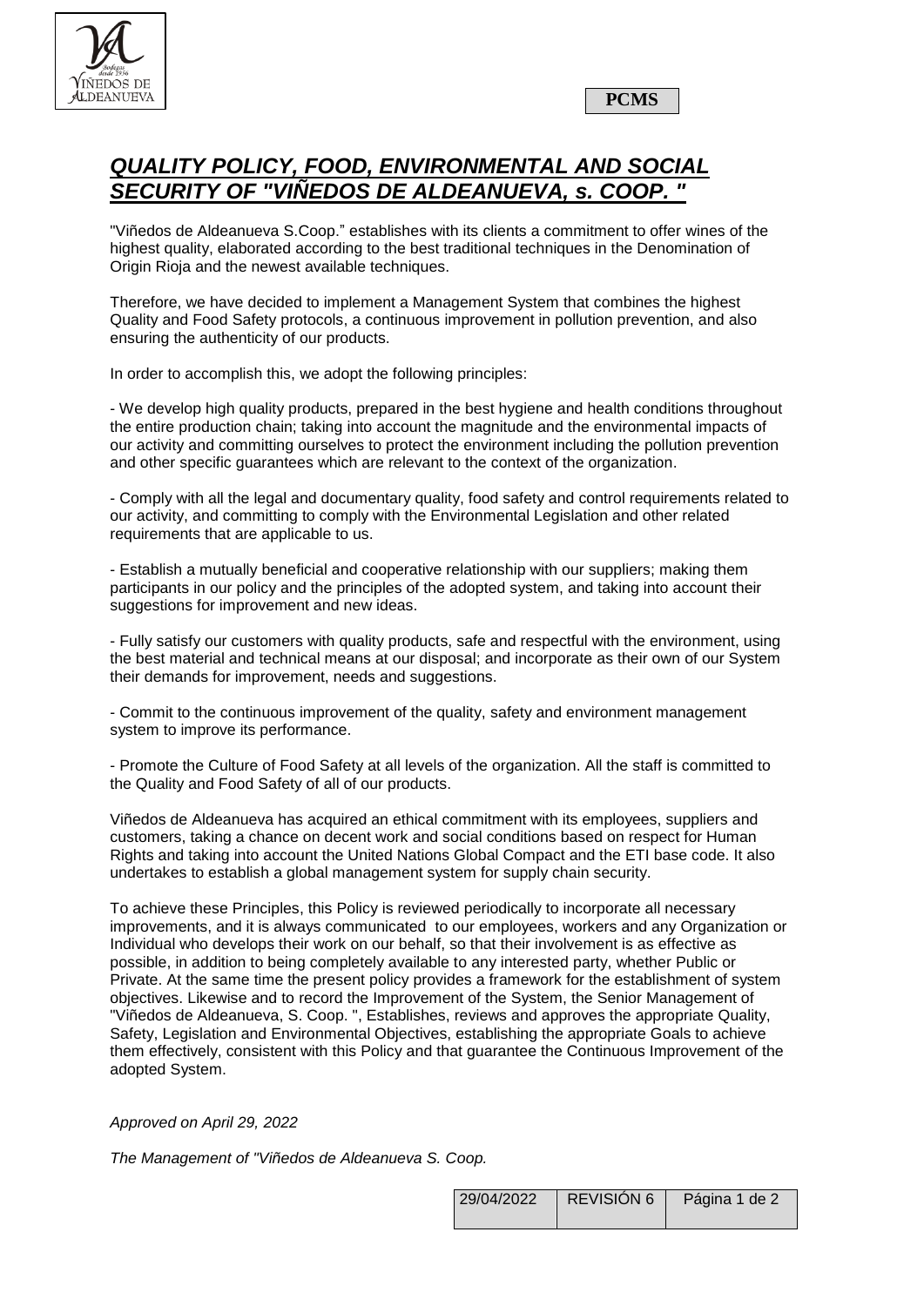**PCMS**

# *QUALITY POLICY, FOOD, ENVIRONMENTAL AND SOCIAL SECURITY OF "VIÑEDOS DE ALDEANUEVA, s. COOP. "*

"Viñedos de Aldeanueva S.Coop." establishes with its clients a commitment to offer wines of the highest quality, elaborated according to the best traditional techniques in the Denomination of Origin Rioja and the newest available techniques.

Therefore, we have decided to implement a Management System that combines the highest Quality and Food Safety protocols, a continuous improvement in pollution prevention, and also ensuring the authenticity of our products.

In order to accomplish this, we adopt the following principles:

- We develop high quality products, prepared in the best hygiene and health conditions throughout the entire production chain; taking into account the magnitude and the environmental impacts of our activity and committing ourselves to protect the environment including the pollution prevention and other specific guarantees which are relevant to the context of the organization.

- Comply with all the legal and documentary quality, food safety and control requirements related to our activity, and committing to comply with the Environmental Legislation and other related requirements that are applicable to us.

- Establish a mutually beneficial and cooperative relationship with our suppliers; making them participants in our policy and the principles of the adopted system, and taking into account their suggestions for improvement and new ideas.

- Fully satisfy our customers with quality products, safe and respectful with the environment, using the best material and technical means at our disposal; and incorporate as their own of our System their demands for improvement, needs and suggestions.

- Commit to the continuous improvement of the quality, safety and environment management system to improve its performance.

- Promote the Culture of Food Safety at all levels of the organization. All the staff is committed to the Quality and Food Safety of all of our products.

Viñedos de Aldeanueva has acquired an ethical commitment with its employees, suppliers and customers, taking a chance on decent work and social conditions based on respect for Human Rights and taking into account the United Nations Global Compact and the ETI base code. It also undertakes to establish a global management system for supply chain security.

To achieve these Principles, this Policy is reviewed periodically to incorporate all necessary improvements, and it is always communicated to our employees, workers and any Organization or Individual who develops their work on our behalf, so that their involvement is as effective as possible, in addition to being completely available to any interested party, whether Public or Private. At the same time the present policy provides a framework for the establishment of system objectives. Likewise and to record the Improvement of the System, the Senior Management of "Viñedos de Aldeanueva, S. Coop. ", Establishes, reviews and approves the appropriate Quality, Safety, Legislation and Environmental Objectives, establishing the appropriate Goals to achieve them effectively, consistent with this Policy and that guarantee the Continuous Improvement of the adopted System.

*Approved on April 29, 2022*

*The Management of "Viñedos de Aldeanueva S. Coop.*

| 29/04/2022 | REVISIÓN 6 | Página 1 de 2 |
| --- | --- | --- |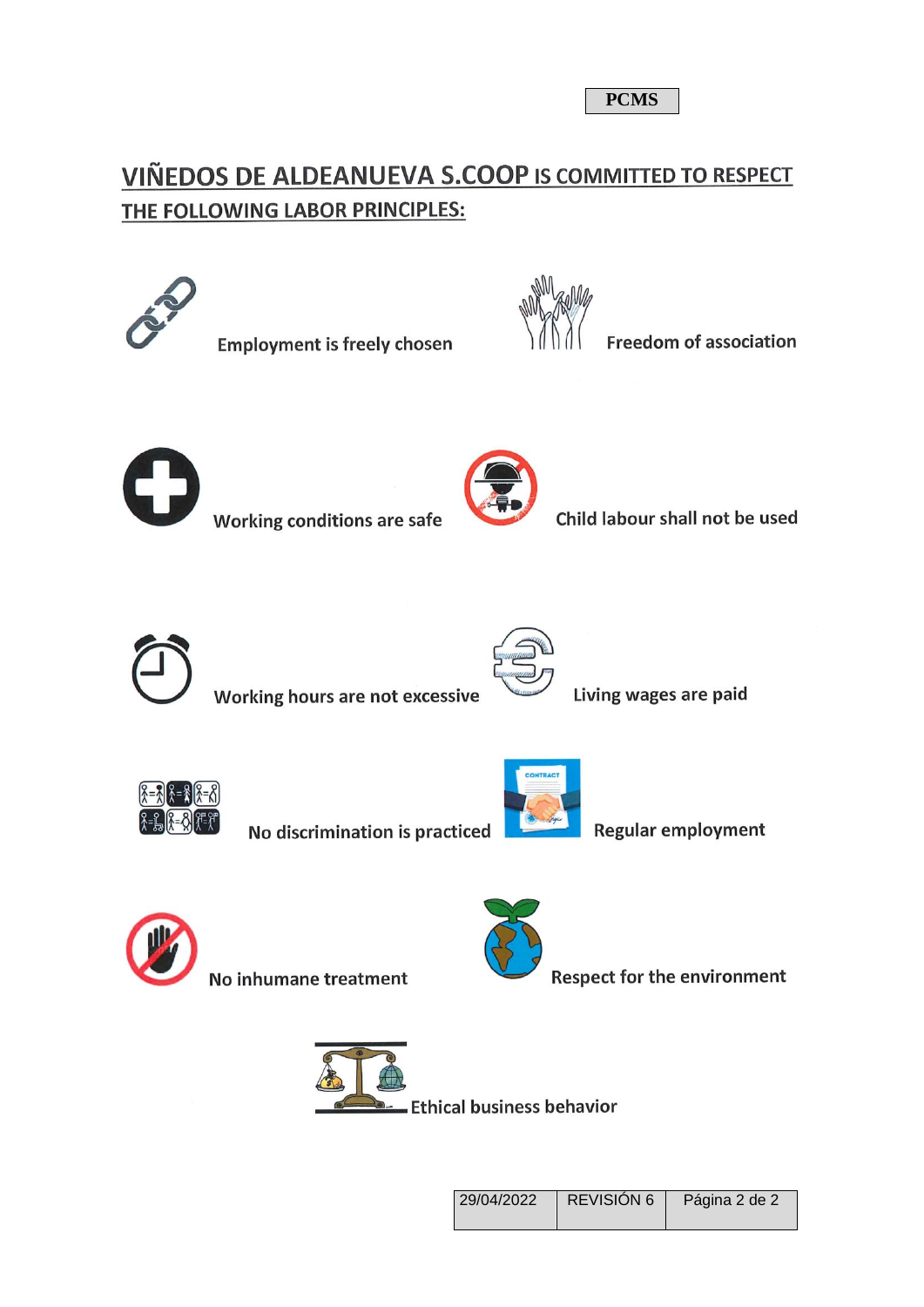PCMS

## VIÑEDOS DE ALDEANUEVA S.COOP IS COMMITTED TO RESPECT THE FOLLOWING LABOR PRINCIPLES:

- Employment is freely chosen
- Freedom of association
- Working conditions are safe
- Child labour shall not be used
- Working hours are not excessive
- Living wages are paid
- No discrimination is practiced
- Regular employment
- No inhumane treatment
- Respect for the environment
- Ethical business behavior

| | | |
|---|---|---|
| 29/04/2022 | REVISIÓN 6 | Página 2 de 2 |